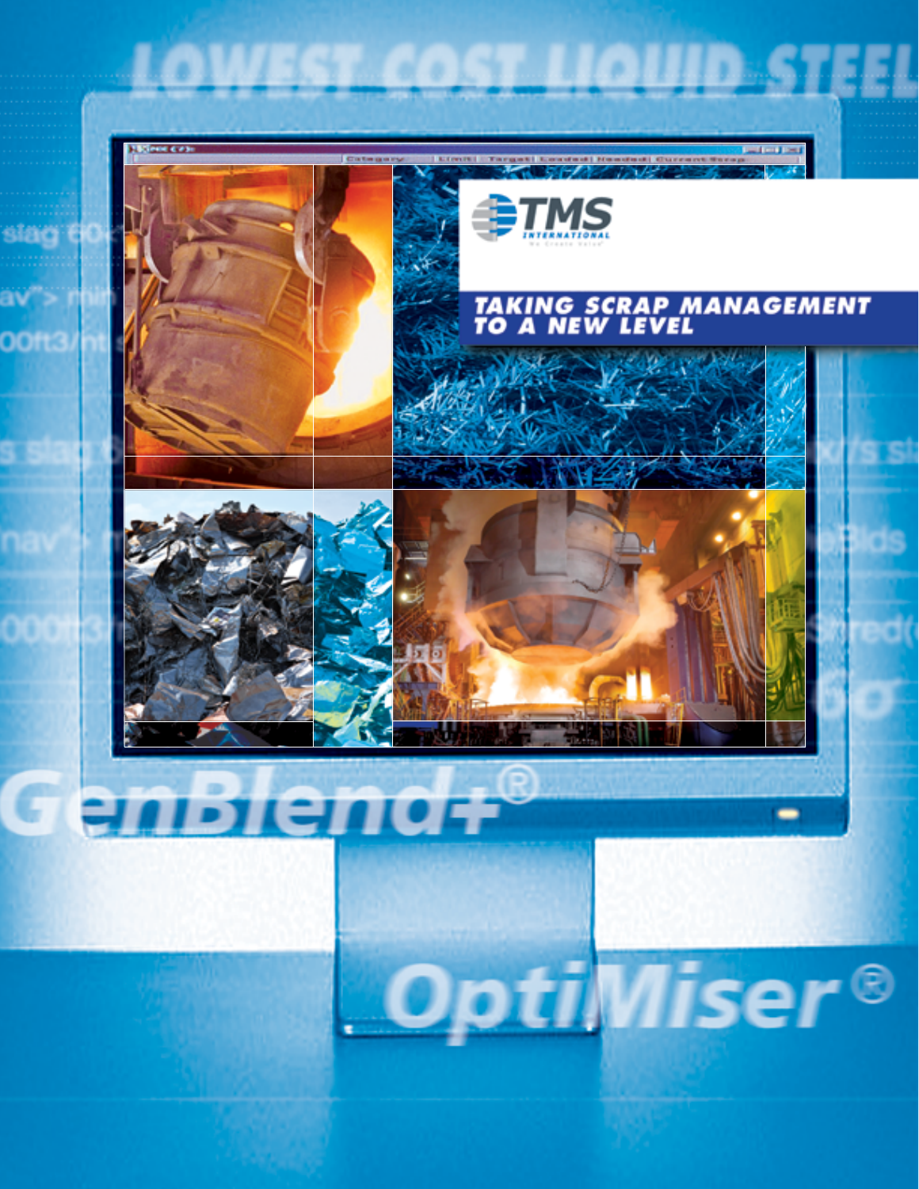LOWEST COST LIQUID STEEL

TMS INTERNATIONAL

We Create Value

# TAKING SCRAP MANAGEMENT TO A NEW LEVEL

GenBlend+®

OptiMiser®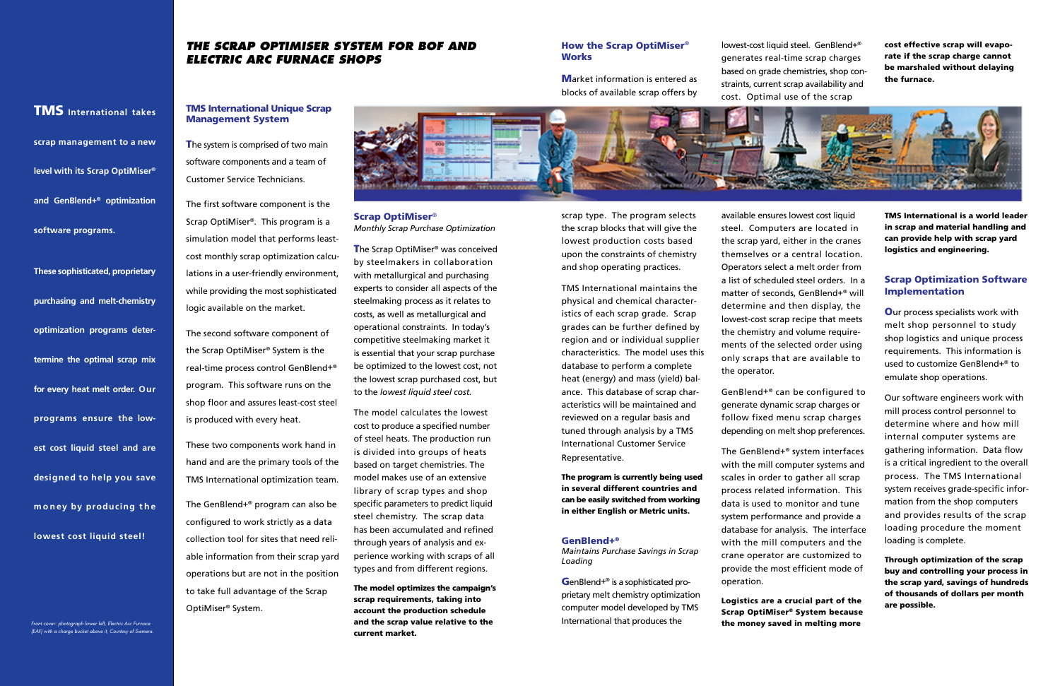**TMS** **International takes scrap management to a new level with its Scrap OptiMiser® and GenBlend+® optimization software programs.**

**These sophisticated, proprietary purchasing and melt-chemistry optimization programs determine the optimal scrap mix for every heat melt order. Our programs ensure the lowest cost liquid steel and are designed to help you save money by producing the lowest cost liquid steel!**

*Front cover: photograph lower left, Electric Arc Furnace (EAF) with a charge bucket above it, Courtesy of Siemens.*

# THE SCRAP OPTIMISER SYSTEM FOR BOF AND ELECTRIC ARC FURNACE SHOPS

## TMS International Unique Scrap Management System

The system is comprised of two main software components and a team of Customer Service Technicians.

The first software component is the Scrap OptiMiser®. This program is a simulation model that performs least-cost monthly scrap optimization calculations in a user-friendly environment, while providing the most sophisticated logic available on the market.

The second software component of the Scrap OptiMiser® System is the real-time process control GenBlend+® program. This software runs on the shop floor and assures least-cost steel is produced with every heat.

These two components work hand in hand and are the primary tools of the TMS International optimization team.

The GenBlend+® program can also be configured to work strictly as a data collection tool for sites that need reliable information from their scrap yard operations but are not in the position to take full advantage of the Scrap OptiMiser® System.

## Scrap OptiMiser®

*Monthly Scrap Purchase Optimization*

The Scrap OptiMiser® was conceived by steelmakers in collaboration with metallurgical and purchasing experts to consider all aspects of the steelmaking process as it relates to costs, as well as metallurgical and operational constraints. In today's competitive steelmaking market it is essential that your scrap purchase be optimized to the lowest cost, not the lowest scrap purchased cost, but to the *lowest liquid steel cost.*

The model calculates the lowest cost to produce a specified number of steel heats. The production run is divided into groups of heats based on target chemistries. The model makes use of an extensive library of scrap types and shop specific parameters to predict liquid steel chemistry. The scrap data has been accumulated and refined through years of analysis and experience working with scraps of all types and from different regions.

**The model optimizes the campaign's scrap requirements, taking into account the production schedule and the scrap value relative to the current market.**

## How the Scrap OptiMiser® Works

Market information is entered as blocks of available scrap offers by scrap type. The program selects the scrap blocks that will give the lowest production costs based upon the constraints of chemistry and shop operating practices.

TMS International maintains the physical and chemical characteristics of each scrap grade. Scrap grades can be further defined by region and or individual supplier characteristics. The model uses this database to perform a complete heat (energy) and mass (yield) balance. This database of scrap characteristics will be maintained and reviewed on a regular basis and tuned through analysis by a TMS International Customer Service Representative.

**The program is currently being used in several different countries and can be easily switched from working in either English or Metric units.**

## GenBlend+®

*Maintains Purchase Savings in Scrap Loading*

GenBlend+® is a sophisticated proprietary melt chemistry optimization computer model developed by TMS International that produces the lowest-cost liquid steel. GenBlend+® generates real-time scrap charges based on grade chemistries, shop constraints, current scrap availability and cost. Optimal use of the scrap available ensures lowest cost liquid steel. Computers are located in the scrap yard, either in the cranes themselves or a central location. Operators select a melt order from a list of scheduled steel orders. In a matter of seconds, GenBlend+® will determine and then display, the lowest-cost scrap recipe that meets the chemistry and volume requirements of the selected order using only scraps that are available to the operator.

GenBlend+® can be configured to generate dynamic scrap charges or follow fixed menu scrap charges depending on melt shop preferences.

The GenBlend+® system interfaces with the mill computer systems and scales in order to gather all scrap process related information. This data is used to monitor and tune system performance and provide a database for analysis. The interface with the mill computers and the crane operator are customized to provide the most efficient mode of operation.

**Logistics are a crucial part of the Scrap OptiMiser® System because the money saved in melting more cost effective scrap will evaporate if the scrap charge cannot be marshaled without delaying the furnace.**

**TMS International is a world leader in scrap and material handling and can provide help with scrap yard logistics and engineering.**

## Scrap Optimization Software Implementation

Our process specialists work with melt shop personnel to study shop logistics and unique process requirements. This information is used to customize GenBlend+® to emulate shop operations.

Our software engineers work with mill process control personnel to determine where and how mill internal computer systems are gathering information. Data flow is a critical ingredient to the overall process. The TMS International system receives grade-specific information from the shop computers and provides results of the scrap loading procedure the moment loading is complete.

**Through optimization of the scrap buy and controlling your process in the scrap yard, savings of hundreds of thousands of dollars per month are possible.**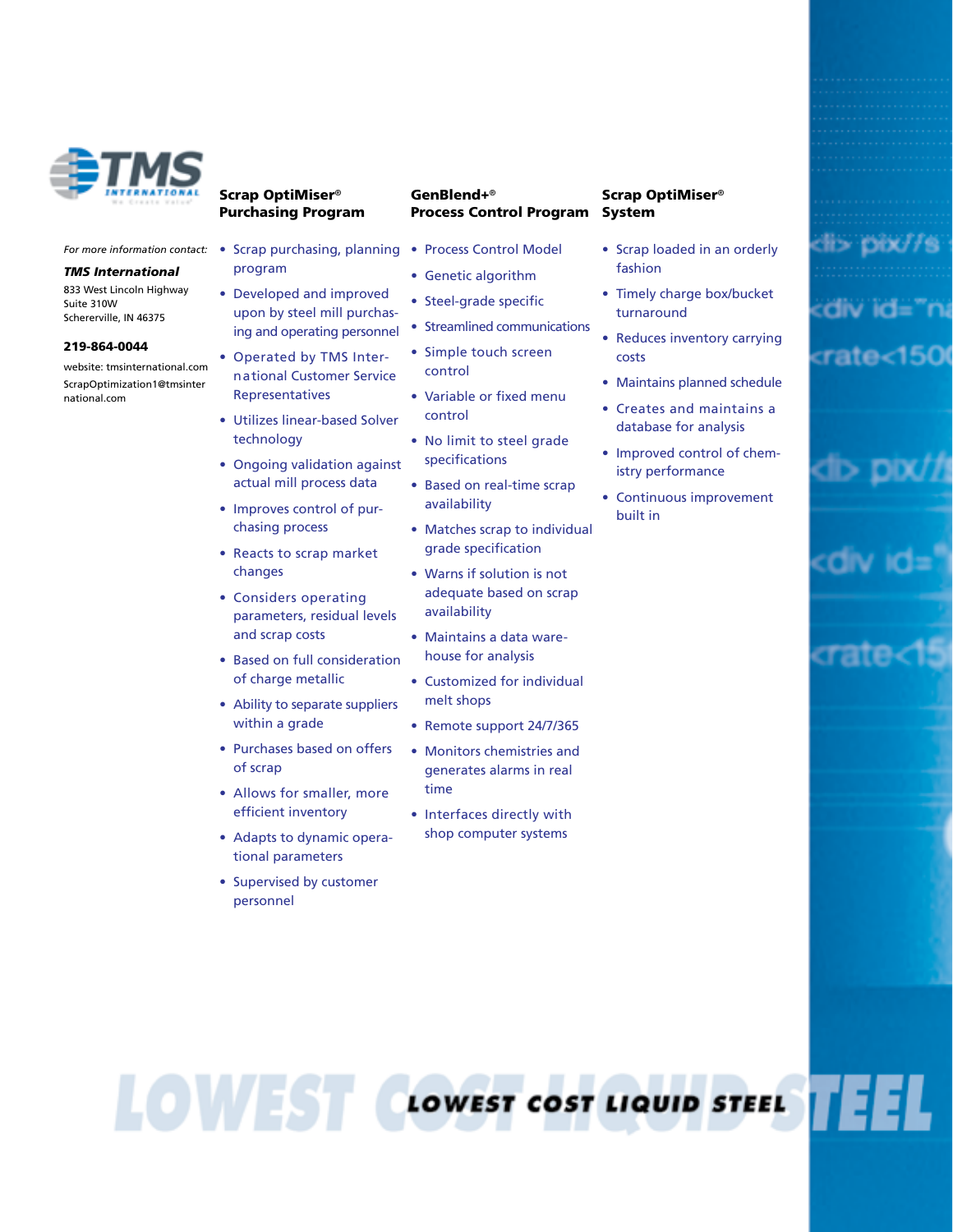**TMS INTERNATIONAL**
We Create Value

*For more information contact:*

***TMS International***
833 West Lincoln Highway
Suite 310W
Schererville, IN 46375

**219-864-0044**

website: tmsinternational.com
ScrapOptimization1@tmsinternational.com

## Scrap OptiMiser® Purchasing Program

- Scrap purchasing, planning program
- Developed and improved upon by steel mill purchasing and operating personnel
- Operated by TMS International Customer Service Representatives
- Utilizes linear-based Solver technology
- Ongoing validation against actual mill process data
- Improves control of purchasing process
- Reacts to scrap market changes
- Considers operating parameters, residual levels and scrap costs
- Based on full consideration of charge metallic
- Ability to separate suppliers within a grade
- Purchases based on offers of scrap
- Allows for smaller, more efficient inventory
- Adapts to dynamic operational parameters
- Supervised by customer personnel

## GenBlend+® Process Control Program

- Process Control Model
- Genetic algorithm
- Steel-grade specific
- Streamlined communications
- Simple touch screen control
- Variable or fixed menu control
- No limit to steel grade specifications
- Based on real-time scrap availability
- Matches scrap to individual grade specification
- Warns if solution is not adequate based on scrap availability
- Maintains a data warehouse for analysis
- Customized for individual melt shops
- Remote support 24/7/365
- Monitors chemistries and generates alarms in real time
- Interfaces directly with shop computer systems

## Scrap OptiMiser® System

- Scrap loaded in an orderly fashion
- Timely charge box/bucket turnaround
- Reduces inventory carrying costs
- Maintains planned schedule
- Creates and maintains a database for analysis
- Improved control of chemistry performance
- Continuous improvement built in

**LOWEST COST LIQUID STEEL**